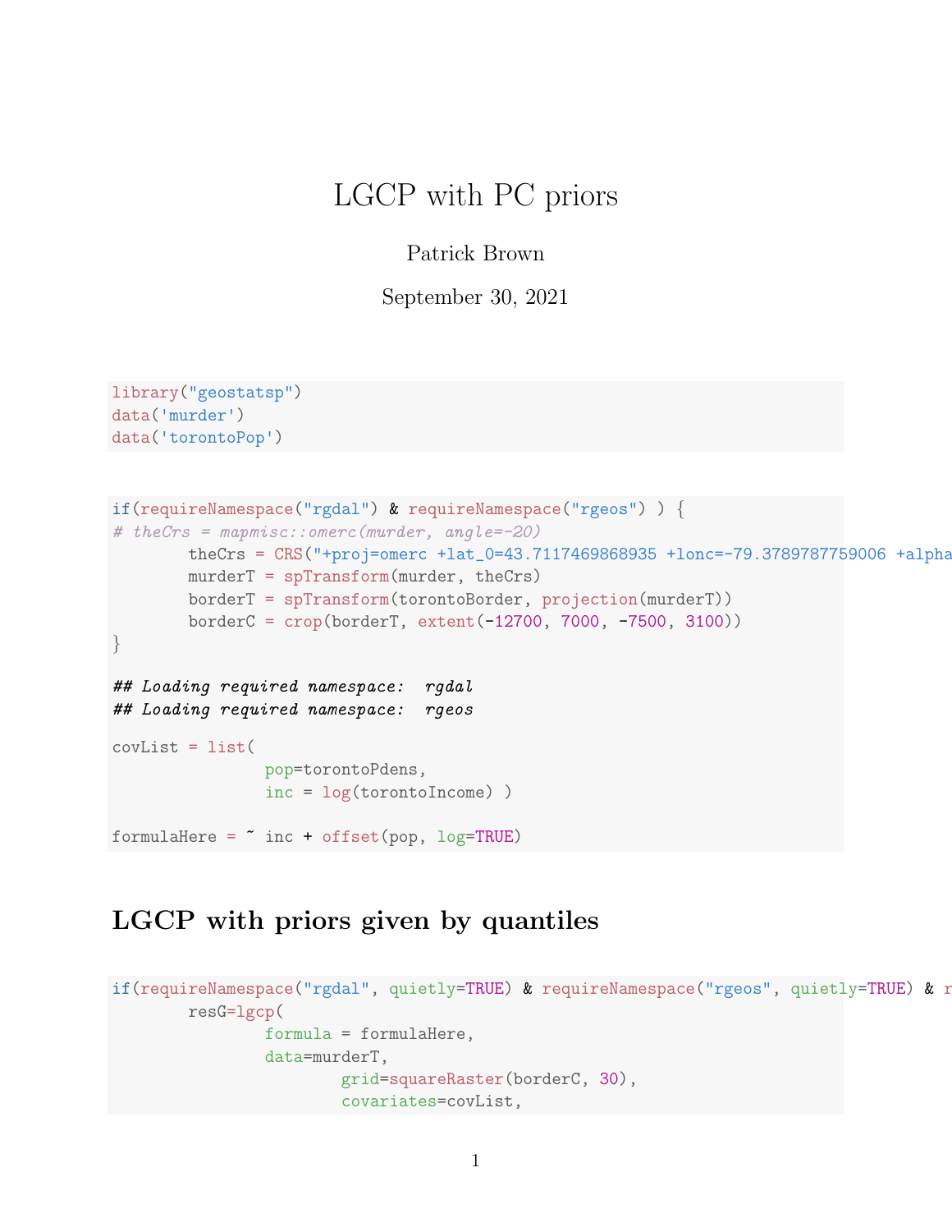# LGCP with PC priors

Patrick Brown

September 30, 2021

```
library("geostatsp")
data('murder')
data('torontoPop')
```

```
if(requireNamespace("rgdal") & requireNamespace("rgeos") ) {
# theCrs = mapmisc::omerc(murder, angle=-20)
        theCrs = CRS("+proj=omerc +lat_0=43.7117469868935 +lonc=-79.3789787759006 +alpha
        murderT = spTransform(murder, theCrs)
        borderT = spTransform(torontoBorder, projection(murderT))
        borderC = crop(borderT, extent(-12700, 7000, -7500, 3100))
}

## Loading required namespace: rgdal
## Loading required namespace: rgeos

covList = list(
                pop=torontoPdens,
                inc = log(torontoIncome) )

formulaHere = ~ inc + offset(pop, log=TRUE)
```

## LGCP with priors given by quantiles

```
if(requireNamespace("rgdal", quietly=TRUE) & requireNamespace("rgeos", quietly=TRUE) & r
        resG=lgcp(
                formula = formulaHere,
                data=murderT,
                        grid=squareRaster(borderC, 30),
                        covariates=covList,
```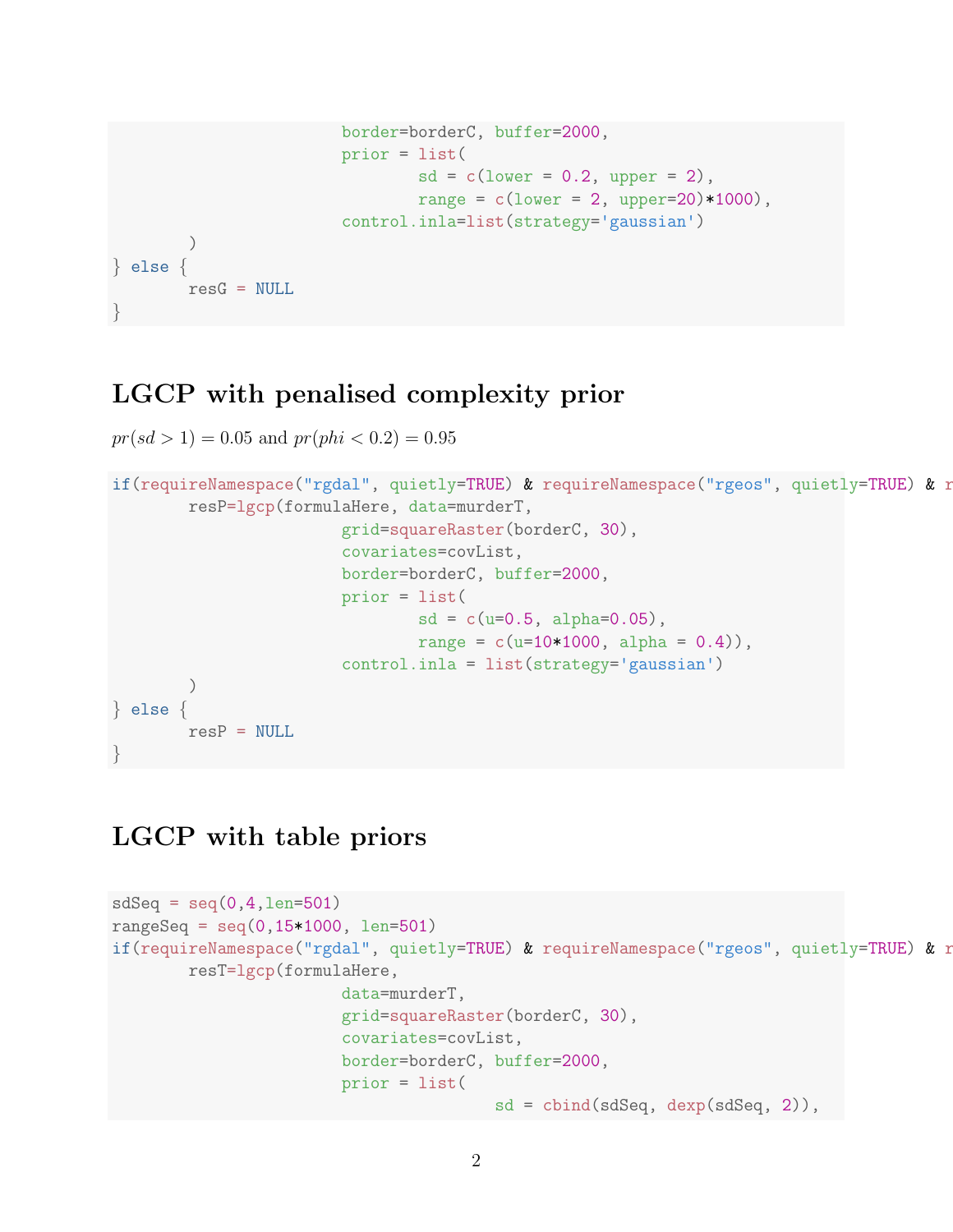```
                        border=borderC, buffer=2000,
                        prior = list(
                                sd = c(lower = 0.2, upper = 2),
                                range = c(lower = 2, upper=20)*1000),
                        control.inla=list(strategy='gaussian')
        )
} else {
        resG = NULL
}
```

## LGCP with penalised complexity prior

$pr(sd > 1) = 0.05$ and $pr(phi < 0.2) = 0.95$

```
if(requireNamespace("rgdal", quietly=TRUE) & requireNamespace("rgeos", quietly=TRUE) & r
        resP=lgcp(formulaHere, data=murderT,
                        grid=squareRaster(borderC, 30),
                        covariates=covList,
                        border=borderC, buffer=2000,
                        prior = list(
                                sd = c(u=0.5, alpha=0.05),
                                range = c(u=10*1000, alpha = 0.4)),
                        control.inla = list(strategy='gaussian')
        )
} else {
        resP = NULL
}
```

## LGCP with table priors

```
sdSeq = seq(0,4,len=501)
rangeSeq = seq(0,15*1000, len=501)
if(requireNamespace("rgdal", quietly=TRUE) & requireNamespace("rgeos", quietly=TRUE) & r
        resT=lgcp(formulaHere,
                        data=murderT,
                        grid=squareRaster(borderC, 30),
                        covariates=covList,
                        border=borderC, buffer=2000,
                        prior = list(
                                        sd = cbind(sdSeq, dexp(sdSeq, 2)),
```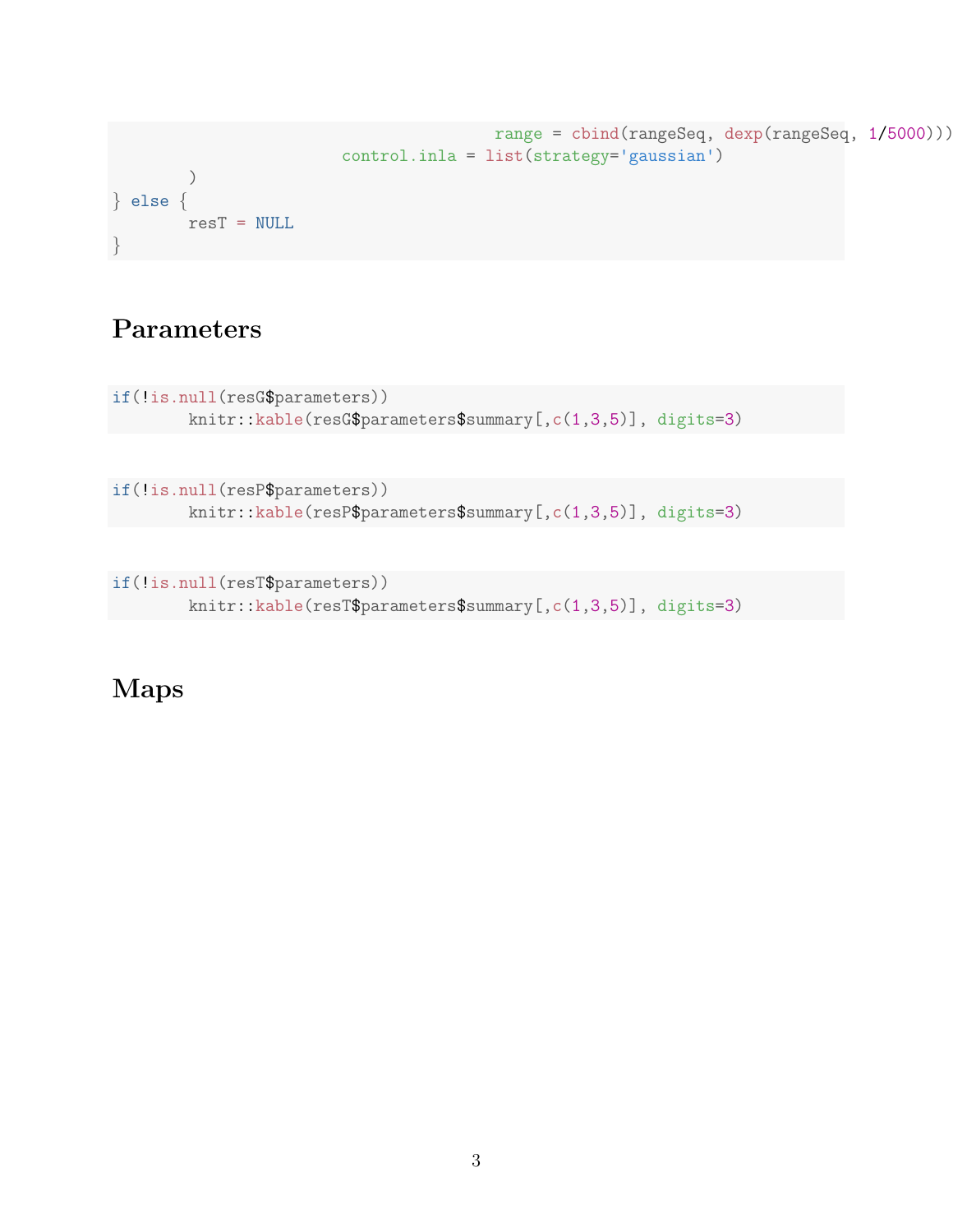```
                                        range = cbind(rangeSeq, dexp(rangeSeq, 1/5000)))
                        control.inla = list(strategy='gaussian')
        )
} else {
        resT = NULL
}
```

## Parameters

```
if(!is.null(resG$parameters))
        knitr::kable(resG$parameters$summary[,c(1,3,5)], digits=3)
```

```
if(!is.null(resP$parameters))
        knitr::kable(resP$parameters$summary[,c(1,3,5)], digits=3)
```

```
if(!is.null(resT$parameters))
        knitr::kable(resT$parameters$summary[,c(1,3,5)], digits=3)
```

## Maps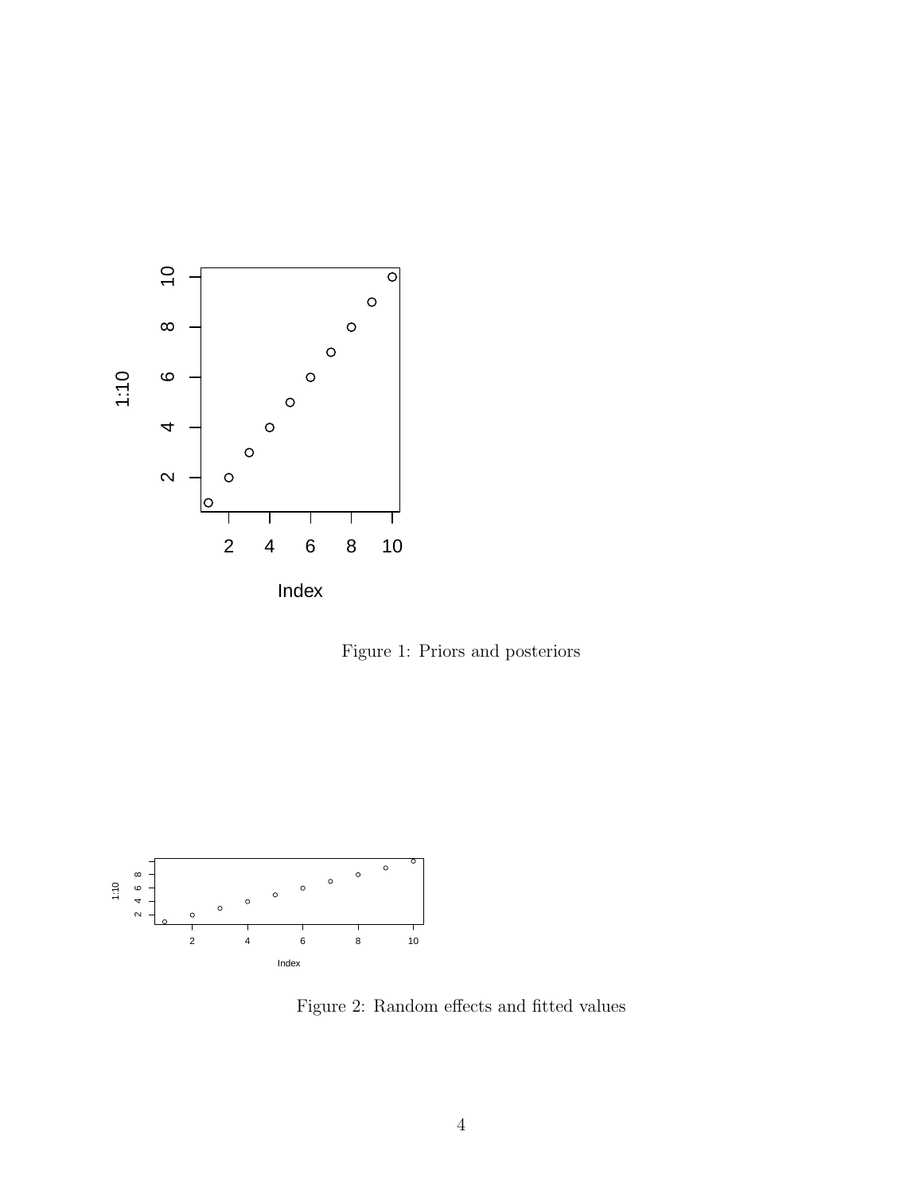1:10

10
8
6
4
2

2 4 6 8 10

Index

Figure 1: Priors and posteriors

1:10

2 4 6 8

2 4 6 8 10

Index

Figure 2: Random effects and fitted values